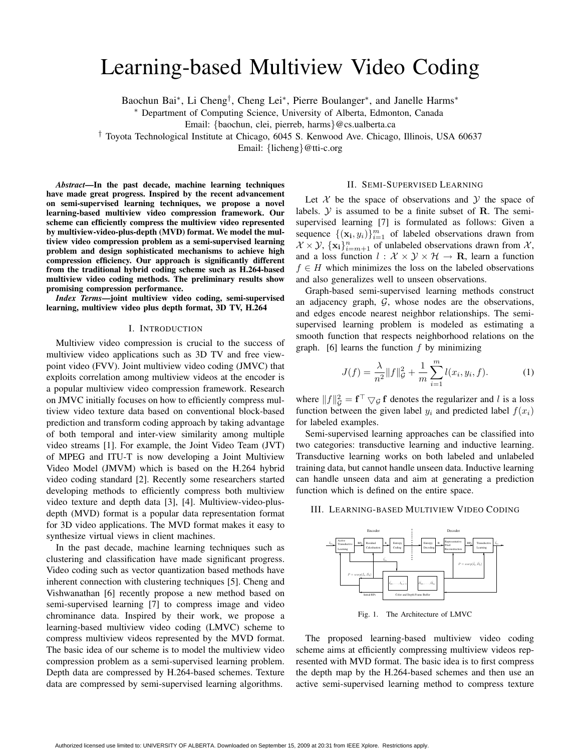# Learning-based Multiview Video Coding

Baochun Bai*, Li Cheng†, Cheng Lei*, Pierre Boulanger*, and Janelle Harms*

* Department of Computing Science, University of Alberta, Edmonton, Canada

Email: {baochun, clei, pierreb, harms}@cs.ualberta.ca

† Toyota Technological Institute at Chicago, 6045 S. Kenwood Ave. Chicago, Illinois, USA 60637

Email: {licheng}@tti-c.org

***Abstract*—In the past decade, machine learning techniques have made great progress. Inspired by the recent advancement on semi-supervised learning techniques, we propose a novel learning-based multiview video compression framework. Our scheme can efficiently compress the multiview video represented by multiview-video-plus-depth (MVD) format. We model the multiview video compression problem as a semi-supervised learning problem and design sophisticated mechanisms to achieve high compression efficiency. Our approach is significantly different from the traditional hybrid coding scheme such as H.264-based multiview video coding methods. The preliminary results show promising compression performance.**

***Index Terms*—joint multiview video coding, semi-supervised learning, multiview video plus depth format, 3D TV, H.264**

## I. Introduction

Multiview video compression is crucial to the success of multiview video applications such as 3D TV and free viewpoint video (FVV). Joint multiview video coding (JMVC) that exploits correlation among multiview videos at the encoder is a popular multiview video compression framework. Research on JMVC initially focuses on how to efficiently compress multiview video texture data based on conventional block-based prediction and transform coding approach by taking advantage of both temporal and inter-view similarity among multiple video streams [1]. For example, the Joint Video Team (JVT) of MPEG and ITU-T is now developing a Joint Multiview Video Model (JMVM) which is based on the H.264 hybrid video coding standard [2]. Recently some researchers started developing methods to efficiently compress both multiview video texture and depth data [3], [4]. Multiview-video-plus-depth (MVD) format is a popular data representation format for 3D video applications. The MVD format makes it easy to synthesize virtual views in client machines.

In the past decade, machine learning techniques such as clustering and classification have made significant progress. Video coding such as vector quantization based methods have inherent connection with clustering techniques [5]. Cheng and Vishwanathan [6] recently propose a new method based on semi-supervised learning [7] to compress image and video chrominance data. Inspired by their work, we propose a learning-based multiview video coding (LMVC) scheme to compress multiview videos represented by the MVD format. The basic idea of our scheme is to model the multiview video compression problem as a semi-supervised learning problem. Depth data are compressed by H.264-based schemes. Texture data are compressed by semi-supervised learning algorithms.

## II. Semi-Supervised Learning

Let $\mathcal{X}$ be the space of observations and $\mathcal{Y}$ the space of labels. $\mathcal{Y}$ is assumed to be a finite subset of $\mathbf{R}$. The semi-supervised learning [7] is formulated as follows: Given a sequence $\{(\mathbf{x_i}, y_i)\}_{i=1}^{m}$ of labeled observations drawn from $\mathcal{X} \times \mathcal{Y}$, $\{\mathbf{x_i}\}_{i=m+1}^{n}$ of unlabeled observations drawn from $\mathcal{X}$, and a loss function $l : \mathcal{X} \times \mathcal{Y} \times \mathcal{H} \rightarrow \mathbf{R}$, learn a function $f \in H$ which minimizes the loss on the labeled observations and also generalizes well to unseen observations.

Graph-based semi-supervised learning methods construct an adjacency graph, $\mathcal{G}$, whose nodes are the observations, and edges encode nearest neighbor relationships. The semi-supervised learning problem is modeled as estimating a smooth function that respects neighborhood relations on the graph. [6] learns the function $f$ by minimizing

$$J(f) = \frac{\lambda}{n^2}\|f\|_{\mathcal{G}}^2 + \frac{1}{m}\sum_{i=1}^{m} l(x_i, y_i, f). \tag{1}$$

where $\|f\|_{\mathcal{G}}^2 = \mathbf{f}^\top \bigtriangledown_{\mathcal{G}} \mathbf{f}$ denotes the regularizer and $l$ is a loss function between the given label $y_i$ and predicted label $f(x_i)$ for labeled examples.

Semi-supervised learning approaches can be classified into two categories: transductive learning and inductive learning. Transductive learning works on both labeled and unlabeled training data, but cannot handle unseen data. Inductive learning can handle unseen data and aim at generating a prediction function which is defined on the entire space.

## III. Learning-based Multiview Video Coding

Fig. 1. The Architecture of LMVC

The proposed learning-based multiview video coding scheme aims at efficiently compressing multiview videos represented with MVD format. The basic idea is to first compress the depth map by the H.264-based schemes and then use an active semi-supervised learning method to compress texture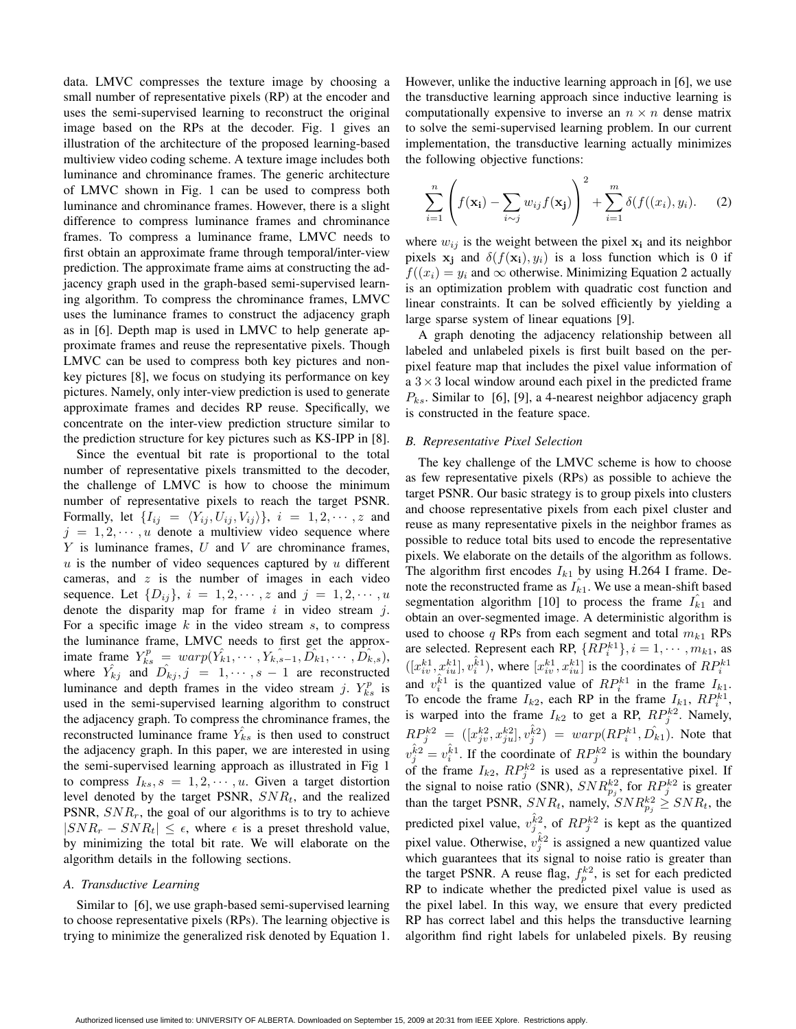data. LMVC compresses the texture image by choosing a small number of representative pixels (RP) at the encoder and uses the semi-supervised learning to reconstruct the original image based on the RPs at the decoder. Fig. 1 gives an illustration of the architecture of the proposed learning-based multiview video coding scheme. A texture image includes both luminance and chrominance frames. The generic architecture of LMVC shown in Fig. 1 can be used to compress both luminance and chrominance frames. However, there is a slight difference to compress luminance frames and chrominance frames. To compress a luminance frame, LMVC needs to first obtain an approximate frame through temporal/inter-view prediction. The approximate frame aims at constructing the adjacency graph used in the graph-based semi-supervised learning algorithm. To compress the chrominance frames, LMVC uses the luminance frames to construct the adjacency graph as in [6]. Depth map is used in LMVC to help generate approximate frames and reuse the representative pixels. Though LMVC can be used to compress both key pictures and non-key pictures [8], we focus on studying its performance on key pictures. Namely, only inter-view prediction is used to generate approximate frames and decides RP reuse. Specifically, we concentrate on the inter-view prediction structure similar to the prediction structure for key pictures such as KS-IPP in [8].

Since the eventual bit rate is proportional to the total number of representative pixels transmitted to the decoder, the challenge of LMVC is how to choose the minimum number of representative pixels to reach the target PSNR. Formally, let $\{I_{ij} = \langle Y_{ij}, U_{ij}, V_{ij}\rangle\}$, $i = 1, 2, \cdots, z$ and $j = 1, 2, \cdots, u$ denote a multiview video sequence where $Y$ is luminance frames, $U$ and $V$ are chrominance frames, $u$ is the number of video sequences captured by $u$ different cameras, and $z$ is the number of images in each video sequence. Let $\{D_{ij}\}$, $i = 1, 2, \cdots, z$ and $j = 1, 2, \cdots, u$ denote the disparity map for frame $i$ in video stream $j$. For a specific image $k$ in the video stream $s$, to compress the luminance frame, LMVC needs to first get the approximate frame $Y_{ks}^p = warp(\hat{Y_{k1}}, \cdots, \hat{Y_{k,s-1}}, \hat{D_{k1}}, \cdots, \hat{D_{k,s}})$, where $\hat{Y_{kj}}$ and $\hat{D_{kj}}, j = 1, \cdots, s-1$ are reconstructed luminance and depth frames in the video stream $j$. $Y_{ks}^p$ is used in the semi-supervised learning algorithm to construct the adjacency graph. To compress the chrominance frames, the reconstructed luminance frame $\hat{Y_{ks}}$ is then used to construct the adjacency graph. In this paper, we are interested in using the semi-supervised learning approach as illustrated in Fig 1 to compress $I_{ks}, s = 1, 2, \cdots, u$. Given a target distortion level denoted by the target PSNR, $SNR_t$, and the realized PSNR, $SNR_r$, the goal of our algorithms is to try to achieve $|SNR_r - SNR_t| \leq \epsilon$, where $\epsilon$ is a preset threshold value, by minimizing the total bit rate. We will elaborate on the algorithm details in the following sections.

### A. Transductive Learning

Similar to [6], we use graph-based semi-supervised learning to choose representative pixels (RPs). The learning objective is trying to minimize the generalized risk denoted by Equation 1. However, unlike the inductive learning approach in [6], we use the transductive learning approach since inductive learning is computationally expensive to inverse an $n \times n$ dense matrix to solve the semi-supervised learning problem. In our current implementation, the transductive learning actually minimizes the following objective functions:

$$\sum_{i=1}^{n}\left(f(\mathbf{x_i}) - \sum_{i\sim j} w_{ij} f(\mathbf{x_j})\right)^2 + \sum_{i=1}^{m} \delta(f((x_i), y_i). \quad (2)$$

where $w_{ij}$ is the weight between the pixel $\mathbf{x_i}$ and its neighbor pixels $\mathbf{x_j}$ and $\delta(f(\mathbf{x_i}), y_i)$ is a loss function which is 0 if $f((x_i) = y_i$ and $\infty$ otherwise. Minimizing Equation 2 actually is an optimization problem with quadratic cost function and linear constraints. It can be solved efficiently by yielding a large sparse system of linear equations [9].

A graph denoting the adjacency relationship between all labeled and unlabeled pixels is first built based on the per-pixel feature map that includes the pixel value information of a $3 \times 3$ local window around each pixel in the predicted frame $P_{ks}$. Similar to [6], [9], a 4-nearest neighbor adjacency graph is constructed in the feature space.

### B. Representative Pixel Selection

The key challenge of the LMVC scheme is how to choose as few representative pixels (RPs) as possible to achieve the target PSNR. Our basic strategy is to group pixels into clusters and choose representative pixels from each pixel cluster and reuse as many representative pixels in the neighbor frames as possible to reduce total bits used to encode the representative pixels. We elaborate on the details of the algorithm as follows. The algorithm first encodes $I_{k1}$ by using H.264 I frame. Denote the reconstructed frame as $\hat{I_{k1}}$. We use a mean-shift based segmentation algorithm [10] to process the frame $\hat{I_{k1}}$ and obtain an over-segmented image. A deterministic algorithm is used to choose $q$ RPs from each segment and total $m_{k1}$ RPs are selected. Represent each RP, $\{RP_i^{k1}\}, i = 1, \cdots, m_{k1}$, as $([x_{iv}^{k1}, x_{iu}^{k1}], \hat{v_i^{k1}})$, where $[x_{iv}^{k1}, x_{iu}^{k1}]$ is the coordinates of $RP_i^{k1}$ and $\hat{v_i^{k1}}$ is the quantized value of $RP_i^{k1}$ in the frame $I_{k1}$. To encode the frame $I_{k2}$, each RP in the frame $I_{k1}$, $RP_i^{k1}$, is warped into the frame $I_{k2}$ to get a RP, $RP_j^{k2}$. Namely, $RP_j^{k2} = ([x_{jv}^{k2}, x_{ju}^{k2}], \hat{v_j^{k2}}) = warp(RP_i^{k1}, \hat{D_{k1}})$. Note that $\hat{v_j^{k2}} = \hat{v_i^{k1}}$. If the coordinate of $RP_j^{k2}$ is within the boundary of the frame $I_{k2}$, $RP_j^{k2}$ is used as a representative pixel. If the signal to noise ratio (SNR), $SNR_{p_j}^{k2}$, for $RP_j^{k2}$ is greater than the target PSNR, $SNR_t$, namely, $SNR_{p_j}^{k2} \geq SNR_t$, the predicted pixel value, $\hat{v_j^{k2}}$, of $RP_j^{k2}$ is kept as the quantized pixel value. Otherwise, $\hat{v_j^{k2}}$ is assigned a new quantized value which guarantees that its signal to noise ratio is greater than the target PSNR. A reuse flag, $f_p^{k2}$, is set for each predicted RP to indicate whether the predicted pixel value is used as the pixel label. In this way, we ensure that every predicted RP has correct label and this helps the transductive learning algorithm find right labels for unlabeled pixels. By reusing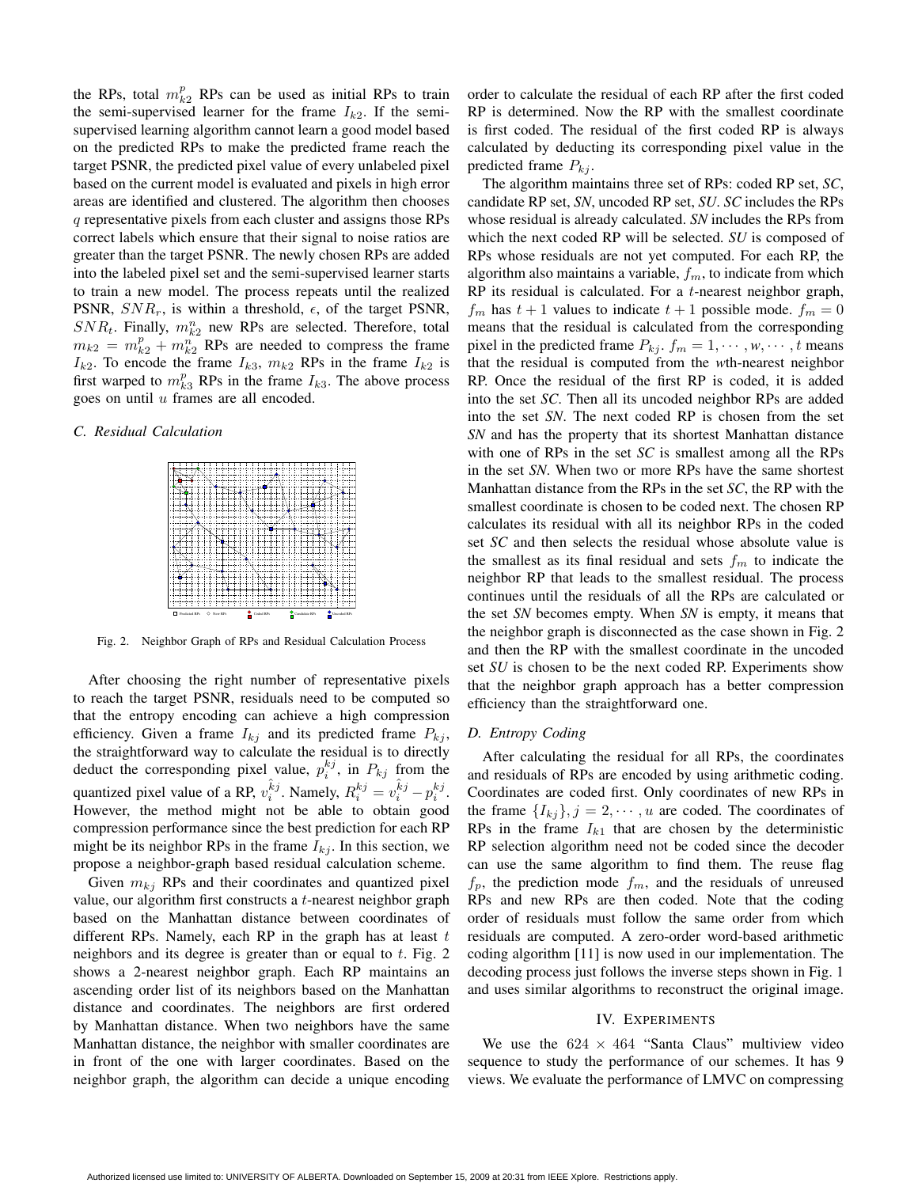the RPs, total $m_{k2}^{p}$ RPs can be used as initial RPs to train the semi-supervised learner for the frame $I_{k2}$. If the semi-supervised learning algorithm cannot learn a good model based on the predicted RPs to make the predicted frame reach the target PSNR, the predicted pixel value of every unlabeled pixel based on the current model is evaluated and pixels in high error areas are identified and clustered. The algorithm then chooses $q$ representative pixels from each cluster and assigns those RPs correct labels which ensure that their signal to noise ratios are greater than the target PSNR. The newly chosen RPs are added into the labeled pixel set and the semi-supervised learner starts to train a new model. The process repeats until the realized PSNR, $SNR_r$, is within a threshold, $\epsilon$, of the target PSNR, $SNR_t$. Finally, $m_{k2}^{n}$ new RPs are selected. Therefore, total $m_{k2} = m_{k2}^{p} + m_{k2}^{n}$ RPs are needed to compress the frame $I_{k2}$. To encode the frame $I_{k3}$, $m_{k2}$ RPs in the frame $I_{k2}$ is first warped to $m_{k3}^{p}$ RPs in the frame $I_{k3}$. The above process goes on until $u$ frames are all encoded.

### C. Residual Calculation

Fig. 2. Neighbor Graph of RPs and Residual Calculation Process

After choosing the right number of representative pixels to reach the target PSNR, residuals need to be computed so that the entropy encoding can achieve a high compression efficiency. Given a frame $I_{kj}$ and its predicted frame $P_{kj}$, the straightforward way to calculate the residual is to directly deduct the corresponding pixel value, $p_i^{kj}$, in $P_{kj}$ from the quantized pixel value of a RP, $v_i^{\hat{k}j}$. Namely, $R_i^{kj} = v_i^{\hat{k}j} - p_i^{kj}$. However, the method might not be able to obtain good compression performance since the best prediction for each RP might be its neighbor RPs in the frame $I_{kj}$. In this section, we propose a neighbor-graph based residual calculation scheme.

Given $m_{kj}$ RPs and their coordinates and quantized pixel value, our algorithm first constructs a $t$-nearest neighbor graph based on the Manhattan distance between coordinates of different RPs. Namely, each RP in the graph has at least $t$ neighbors and its degree is greater than or equal to $t$. Fig. 2 shows a 2-nearest neighbor graph. Each RP maintains an ascending order list of its neighbors based on the Manhattan distance and coordinates. The neighbors are first ordered by Manhattan distance. When two neighbors have the same Manhattan distance, the neighbor with smaller coordinates are in front of the one with larger coordinates. Based on the neighbor graph, the algorithm can decide a unique encoding order to calculate the residual of each RP after the first coded RP is determined. Now the RP with the smallest coordinate is first coded. The residual of the first coded RP is always calculated by deducting its corresponding pixel value in the predicted frame $P_{kj}$.

The algorithm maintains three set of RPs: coded RP set, *SC*, candidate RP set, *SN*, uncoded RP set, *SU*. *SC* includes the RPs whose residual is already calculated. *SN* includes the RPs from which the next coded RP will be selected. *SU* is composed of RPs whose residuals are not yet computed. For each RP, the algorithm also maintains a variable, $f_m$, to indicate from which RP its residual is calculated. For a $t$-nearest neighbor graph, $f_m$ has $t+1$ values to indicate $t+1$ possible mode. $f_m = 0$ means that the residual is calculated from the corresponding pixel in the predicted frame $P_{kj}$. $f_m = 1, \cdots, w, \cdots, t$ means that the residual is computed from the *w*th-nearest neighbor RP. Once the residual of the first RP is coded, it is added into the set *SC*. Then all its uncoded neighbor RPs are added into the set *SN*. The next coded RP is chosen from the set *SN* and has the property that its shortest Manhattan distance with one of RPs in the set *SC* is smallest among all the RPs in the set *SN*. When two or more RPs have the same shortest Manhattan distance from the RPs in the set *SC*, the RP with the smallest coordinate is chosen to be coded next. The chosen RP calculates its residual with all its neighbor RPs in the coded set *SC* and then selects the residual whose absolute value is the smallest as its final residual and sets $f_m$ to indicate the neighbor RP that leads to the smallest residual. The process continues until the residuals of all the RPs are calculated or the set *SN* becomes empty. When *SN* is empty, it means that the neighbor graph is disconnected as the case shown in Fig. 2 and then the RP with the smallest coordinate in the uncoded set *SU* is chosen to be the next coded RP. Experiments show that the neighbor graph approach has a better compression efficiency than the straightforward one.

### D. Entropy Coding

After calculating the residual for all RPs, the coordinates and residuals of RPs are encoded by using arithmetic coding. Coordinates are coded first. Only coordinates of new RPs in the frame $\{I_{kj}\}, j = 2, \cdots, u$ are coded. The coordinates of RPs in the frame $I_{k1}$ that are chosen by the deterministic RP selection algorithm need not be coded since the decoder can use the same algorithm to find them. The reuse flag $f_p$, the prediction mode $f_m$, and the residuals of unreused RPs and new RPs are then coded. Note that the coding order of residuals must follow the same order from which residuals are computed. A zero-order word-based arithmetic coding algorithm [11] is now used in our implementation. The decoding process just follows the inverse steps shown in Fig. 1 and uses similar algorithms to reconstruct the original image.

## IV. EXPERIMENTS

We use the $624 \times 464$ "Santa Claus" multiview video sequence to study the performance of our schemes. It has 9 views. We evaluate the performance of LMVC on compressing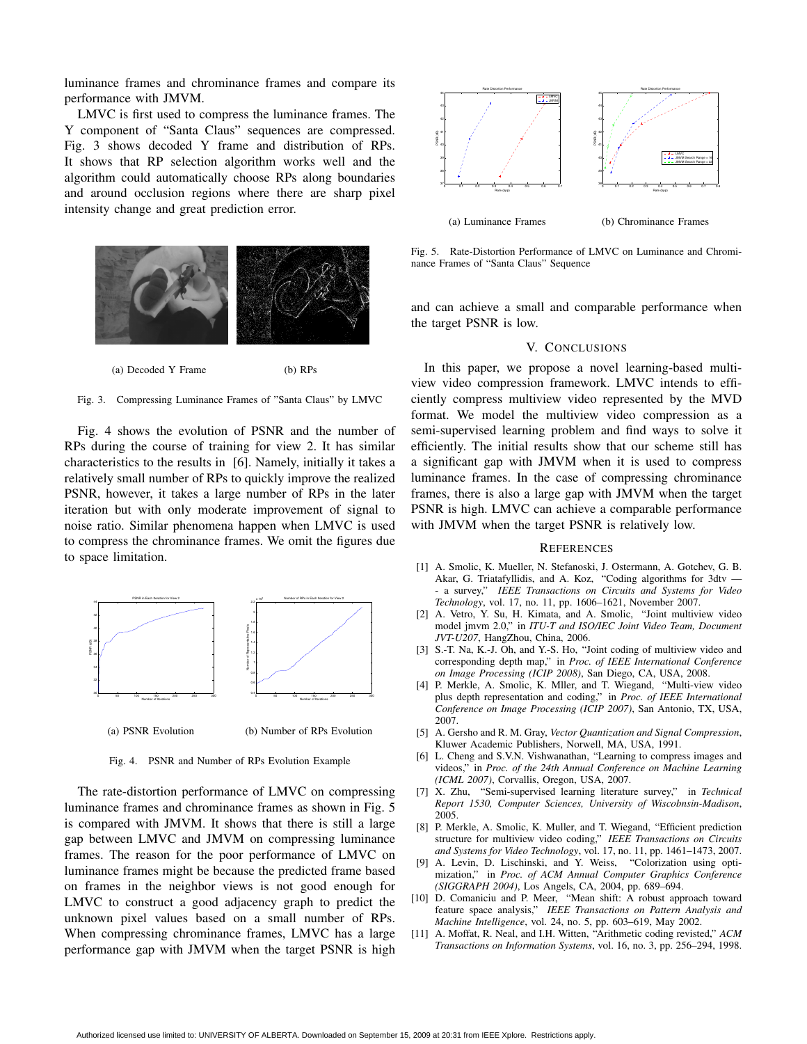luminance frames and chrominance frames and compare its performance with JMVM.

LMVC is first used to compress the luminance frames. The Y component of "Santa Claus" sequences are compressed. Fig. 3 shows decoded Y frame and distribution of RPs. It shows that RP selection algorithm works well and the algorithm could automatically choose RPs along boundaries and around occlusion regions where there are sharp pixel intensity change and great prediction error.

(a) Decoded Y Frame (b) RPs

Fig. 3. Compressing Luminance Frames of "Santa Claus" by LMVC

Fig. 4 shows the evolution of PSNR and the number of RPs during the course of training for view 2. It has similar characteristics to the results in [6]. Namely, initially it takes a relatively small number of RPs to quickly improve the realized PSNR, however, it takes a large number of RPs in the later iteration but with only moderate improvement of signal to noise ratio. Similar phenomena happen when LMVC is used to compress the chrominance frames. We omit the figures due to space limitation.

(a) PSNR Evolution (b) Number of RPs Evolution

Fig. 4. PSNR and Number of RPs Evolution Example

The rate-distortion performance of LMVC on compressing luminance frames and chrominance frames as shown in Fig. 5 is compared with JMVM. It shows that there is still a large gap between LMVC and JMVM on compressing luminance frames. The reason for the poor performance of LMVC on luminance frames might be because the predicted frame based on frames in the neighbor views is not good enough for LMVC to construct a good adjacency graph to predict the unknown pixel values based on a small number of RPs. When compressing chrominance frames, LMVC has a large performance gap with JMVM when the target PSNR is high

(a) Luminance Frames (b) Chrominance Frames

Fig. 5. Rate-Distortion Performance of LMVC on Luminance and Chrominance Frames of "Santa Claus" Sequence

and can achieve a small and comparable performance when the target PSNR is low.

## V. Conclusions

In this paper, we propose a novel learning-based multi-view video compression framework. LMVC intends to efficiently compress multiview video represented by the MVD format. We model the multiview video compression as a semi-supervised learning problem and find ways to solve it efficiently. The initial results show that our scheme still has a significant gap with JMVM when it is used to compress luminance frames. In the case of compressing chrominance frames, there is also a large gap with JMVM when the target PSNR is high. LMVC can achieve a comparable performance with JMVM when the target PSNR is relatively low.

## References

[1] A. Smolic, K. Mueller, N. Stefanoski, J. Ostermann, A. Gotchev, G. B. Akar, G. Triatafyllidis, and A. Koz, "Coding algorithms for 3dtv — - a survey," *IEEE Transactions on Circuits and Systems for Video Technology*, vol. 17, no. 11, pp. 1606–1621, November 2007.

[2] A. Vetro, Y. Su, H. Kimata, and A. Smolic, "Joint multiview video model jmvm 2.0," in *ITU-T and ISO/IEC Joint Video Team, Document JVT-U207*, HangZhou, China, 2006.

[3] S.-T. Na, K.-J. Oh, and Y.-S. Ho, "Joint coding of multiview video and corresponding depth map," in *Proc. of IEEE International Conference on Image Processing (ICIP 2008)*, San Diego, CA, USA, 2008.

[4] P. Merkle, A. Smolic, K. Mller, and T. Wiegand, "Multi-view video plus depth representation and coding," in *Proc. of IEEE International Conference on Image Processing (ICIP 2007)*, San Antonio, TX, USA, 2007.

[5] A. Gersho and R. M. Gray, *Vector Quantization and Signal Compression*, Kluwer Academic Publishers, Norwell, MA, USA, 1991.

[6] L. Cheng and S.V.N. Vishwanathan, "Learning to compress images and videos," in *Proc. of the 24th Annual Conference on Machine Learning (ICML 2007)*, Corvallis, Oregon, USA, 2007.

[7] X. Zhu, "Semi-supervised learning literature survey," in *Technical Report 1530, Computer Sciences, University of Wiscobnsin-Madison*, 2005.

[8] P. Merkle, A. Smolic, K. Muller, and T. Wiegand, "Efficient prediction structure for multiview video coding," *IEEE Transactions on Circuits and Systems for Video Technology*, vol. 17, no. 11, pp. 1461–1473, 2007.

[9] A. Levin, D. Lischinski, and Y. Weiss, "Colorization using optimization," in *Proc. of ACM Annual Computer Graphics Conference (SIGGRAPH 2004)*, Los Angels, CA, 2004, pp. 689–694.

[10] D. Comaniciu and P. Meer, "Mean shift: A robust approach toward feature space analysis," *IEEE Transactions on Pattern Analysis and Machine Intelligence*, vol. 24, no. 5, pp. 603–619, May 2002.

[11] A. Moffat, R. Neal, and I.H. Witten, "Arithmetic coding revisted," *ACM Transactions on Information Systems*, vol. 16, no. 3, pp. 256–294, 1998.